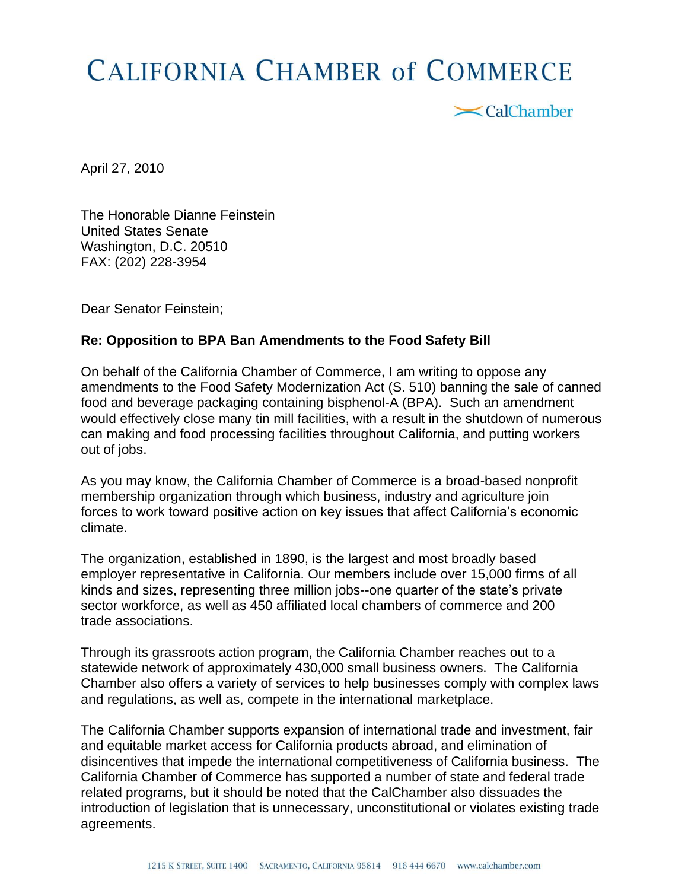# CALIFORNIA CHAMBER of COMMERCE

CalChamber

April 27, 2010

The Honorable Dianne Feinstein
United States Senate
Washington, D.C. 20510
FAX: (202) 228-3954

Dear Senator Feinstein;

**Re: Opposition to BPA Ban Amendments to the Food Safety Bill**

On behalf of the California Chamber of Commerce, I am writing to oppose any amendments to the Food Safety Modernization Act (S. 510) banning the sale of canned food and beverage packaging containing bisphenol-A (BPA). Such an amendment would effectively close many tin mill facilities, with a result in the shutdown of numerous can making and food processing facilities throughout California, and putting workers out of jobs.

As you may know, the California Chamber of Commerce is a broad-based nonprofit membership organization through which business, industry and agriculture join forces to work toward positive action on key issues that affect California's economic climate.

The organization, established in 1890, is the largest and most broadly based employer representative in California. Our members include over 15,000 firms of all kinds and sizes, representing three million jobs--one quarter of the state's private sector workforce, as well as 450 affiliated local chambers of commerce and 200 trade associations.

Through its grassroots action program, the California Chamber reaches out to a statewide network of approximately 430,000 small business owners. The California Chamber also offers a variety of services to help businesses comply with complex laws and regulations, as well as, compete in the international marketplace.

The California Chamber supports expansion of international trade and investment, fair and equitable market access for California products abroad, and elimination of disincentives that impede the international competitiveness of California business. The California Chamber of Commerce has supported a number of state and federal trade related programs, but it should be noted that the CalChamber also dissuades the introduction of legislation that is unnecessary, unconstitutional or violates existing trade agreements.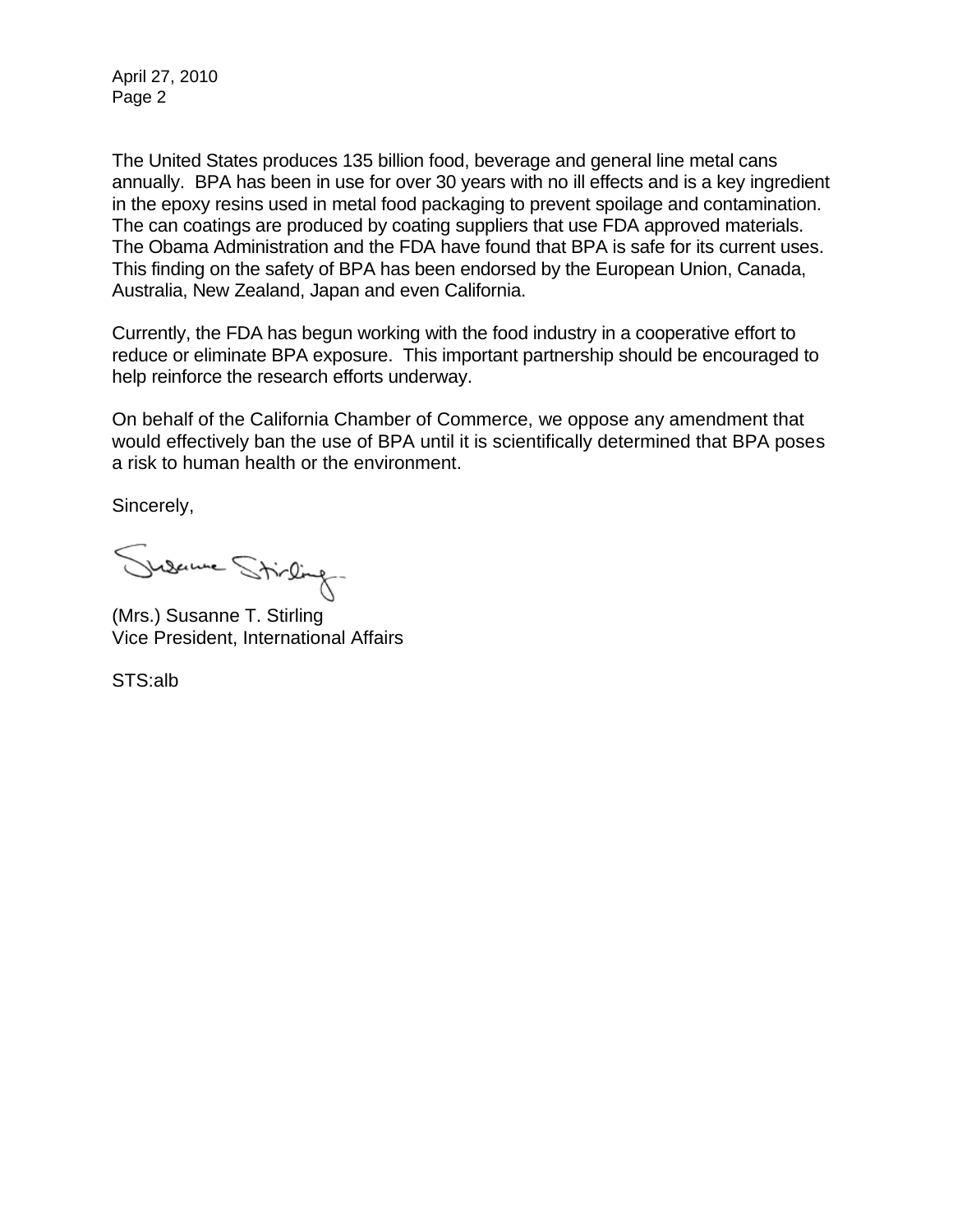The United States produces 135 billion food, beverage and general line metal cans annually. BPA has been in use for over 30 years with no ill effects and is a key ingredient in the epoxy resins used in metal food packaging to prevent spoilage and contamination. The can coatings are produced by coating suppliers that use FDA approved materials. The Obama Administration and the FDA have found that BPA is safe for its current uses. This finding on the safety of BPA has been endorsed by the European Union, Canada, Australia, New Zealand, Japan and even California.

Currently, the FDA has begun working with the food industry in a cooperative effort to reduce or eliminate BPA exposure. This important partnership should be encouraged to help reinforce the research efforts underway.

On behalf of the California Chamber of Commerce, we oppose any amendment that would effectively ban the use of BPA until it is scientifically determined that BPA poses a risk to human health or the environment.

Sincerely,

Susanne Stirling

(Mrs.) Susanne T. Stirling
Vice President, International Affairs

STS:alb